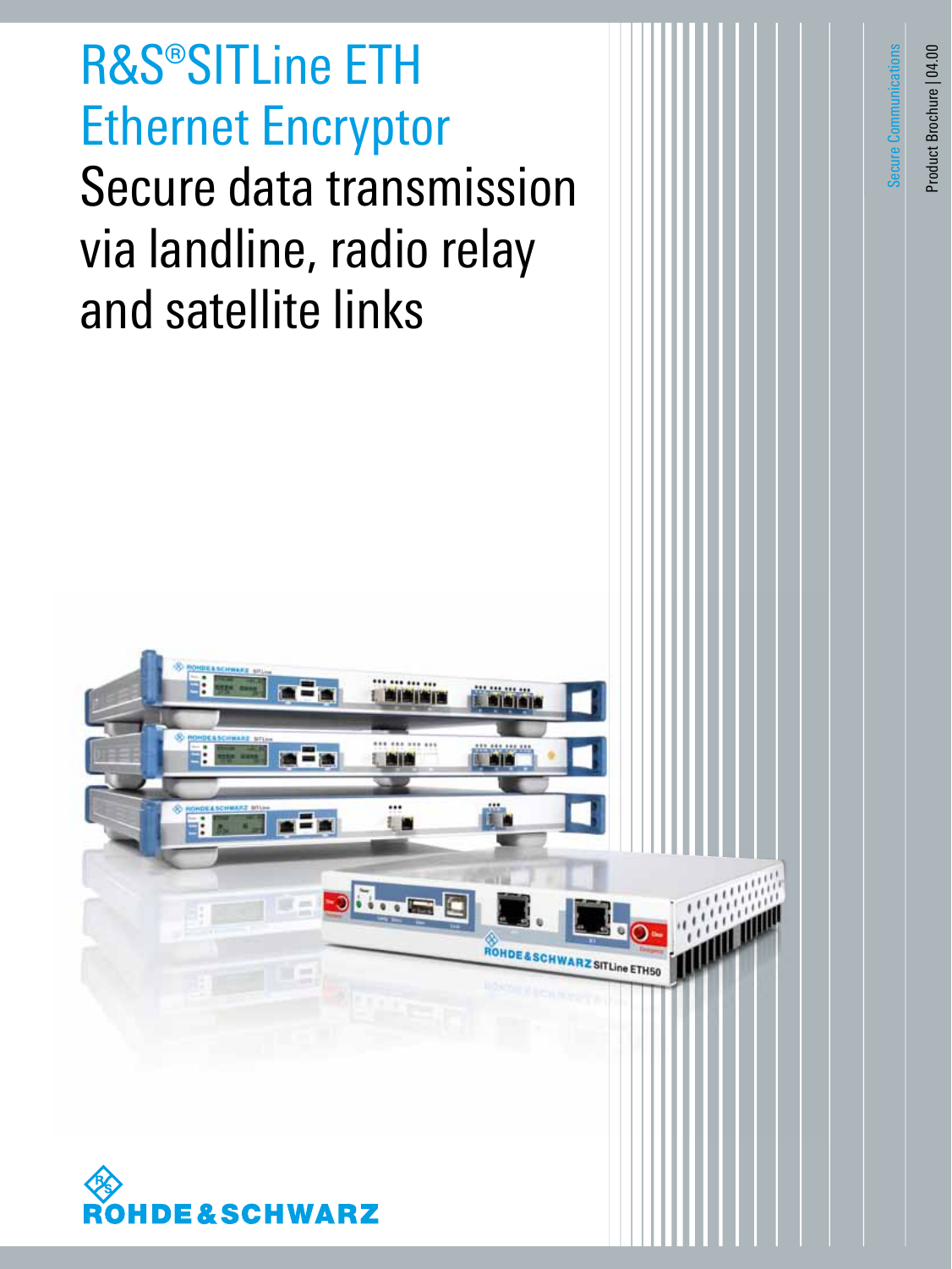# R&S®SITLine ETH Ethernet Encryptor

## Secure data transmission via landline, radio relay and satellite links

Secure Communications

Product Brochure | 04.00

ROHDE&SCHWARZ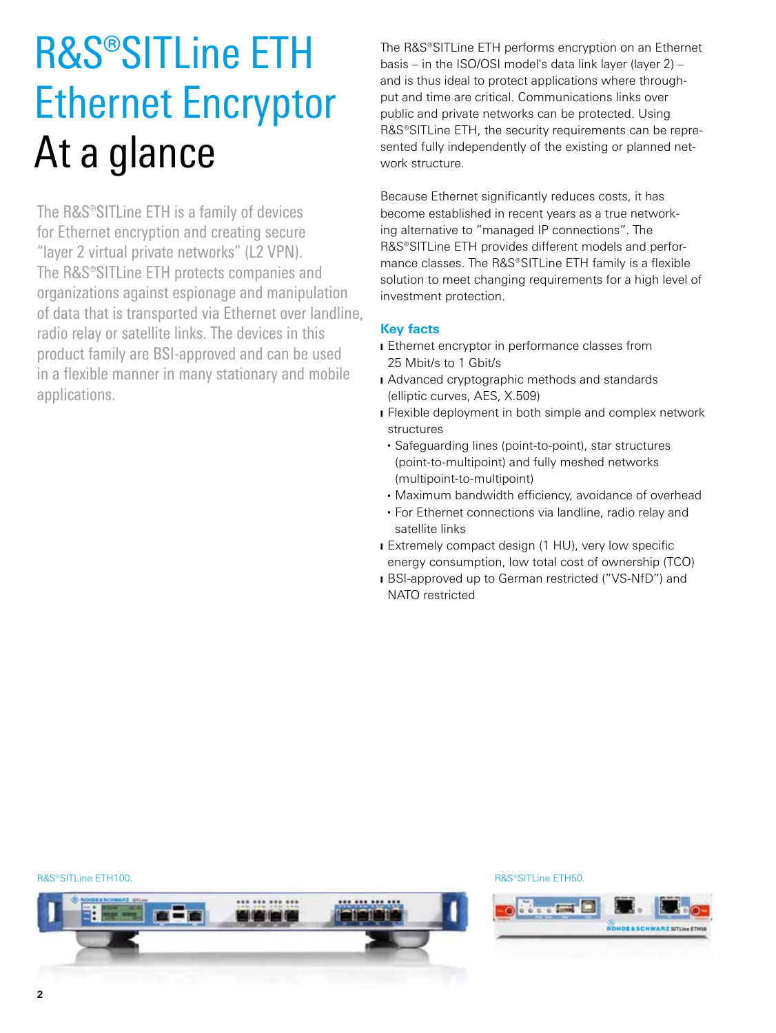# R&S®SITLine ETH Ethernet Encryptor At a glance

The R&S®SITLine ETH is a family of devices for Ethernet encryption and creating secure "layer 2 virtual private networks" (L2 VPN). The R&S®SITLine ETH protects companies and organizations against espionage and manipulation of data that is transported via Ethernet over landline, radio relay or satellite links. The devices in this product family are BSI-approved and can be used in a flexible manner in many stationary and mobile applications.

The R&S®SITLine ETH performs encryption on an Ethernet basis – in the ISO/OSI model's data link layer (layer 2) – and is thus ideal to protect applications where throughput and time are critical. Communications links over public and private networks can be protected. Using R&S®SITLine ETH, the security requirements can be represented fully independently of the existing or planned network structure.

Because Ethernet significantly reduces costs, it has become established in recent years as a true networking alternative to "managed IP connections". The R&S®SITLine ETH provides different models and performance classes. The R&S®SITLine ETH family is a flexible solution to meet changing requirements for a high level of investment protection.

## Key facts

- Ethernet encryptor in performance classes from 25 Mbit/s to 1 Gbit/s
- Advanced cryptographic methods and standards (elliptic curves, AES, X.509)
- Flexible deployment in both simple and complex network structures
  - Safeguarding lines (point-to-point), star structures (point-to-multipoint) and fully meshed networks (multipoint-to-multipoint)
  - Maximum bandwidth efficiency, avoidance of overhead
  - For Ethernet connections via landline, radio relay and satellite links
- Extremely compact design (1 HU), very low specific energy consumption, low total cost of ownership (TCO)
- BSI-approved up to German restricted ("VS-NfD") and NATO restricted

R&S®SITLine ETH100.

R&S®SITLine ETH50.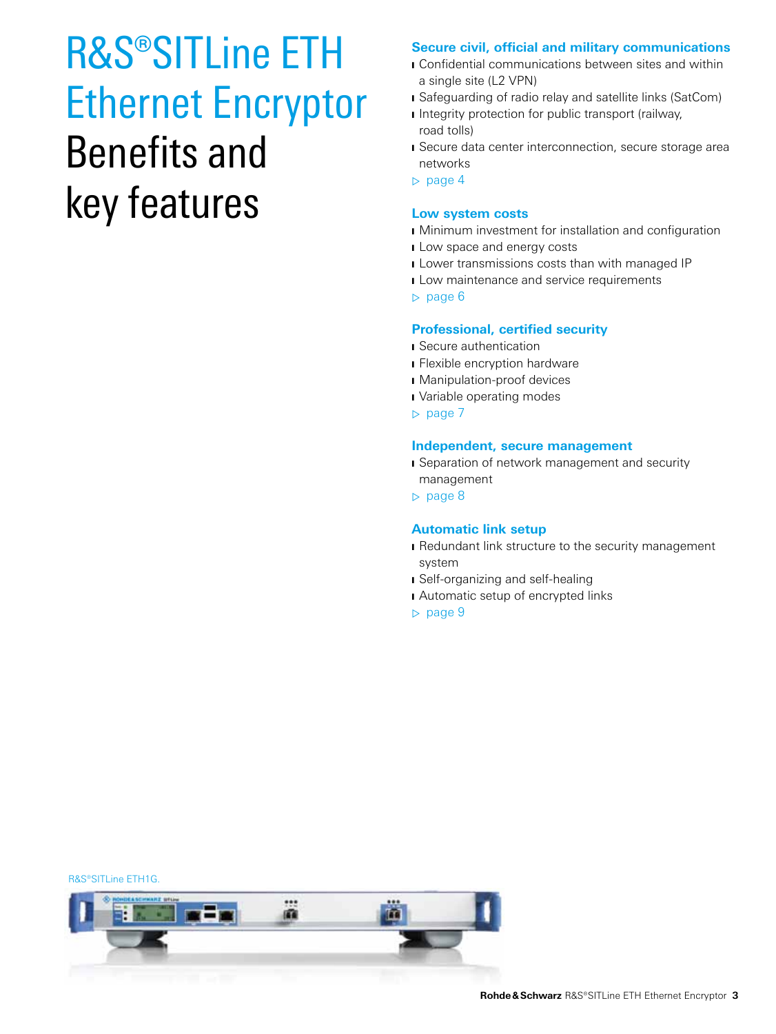# R&S®SITLine ETH Ethernet Encryptor Benefits and key features

### Secure civil, official and military communications

- Confidential communications between sites and within a single site (L2 VPN)
- Safeguarding of radio relay and satellite links (SatCom)
- Integrity protection for public transport (railway, road tolls)
- Secure data center interconnection, secure storage area networks

▷ page 4

### Low system costs

- Minimum investment for installation and configuration
- Low space and energy costs
- Lower transmissions costs than with managed IP
- Low maintenance and service requirements

▷ page 6

### Professional, certified security

- Secure authentication
- Flexible encryption hardware
- Manipulation-proof devices
- Variable operating modes

▷ page 7

### Independent, secure management

- Separation of network management and security management

▷ page 8

### Automatic link setup

- Redundant link structure to the security management system
- Self-organizing and self-healing
- Automatic setup of encrypted links

▷ page 9

R&S®SITLine ETH1G.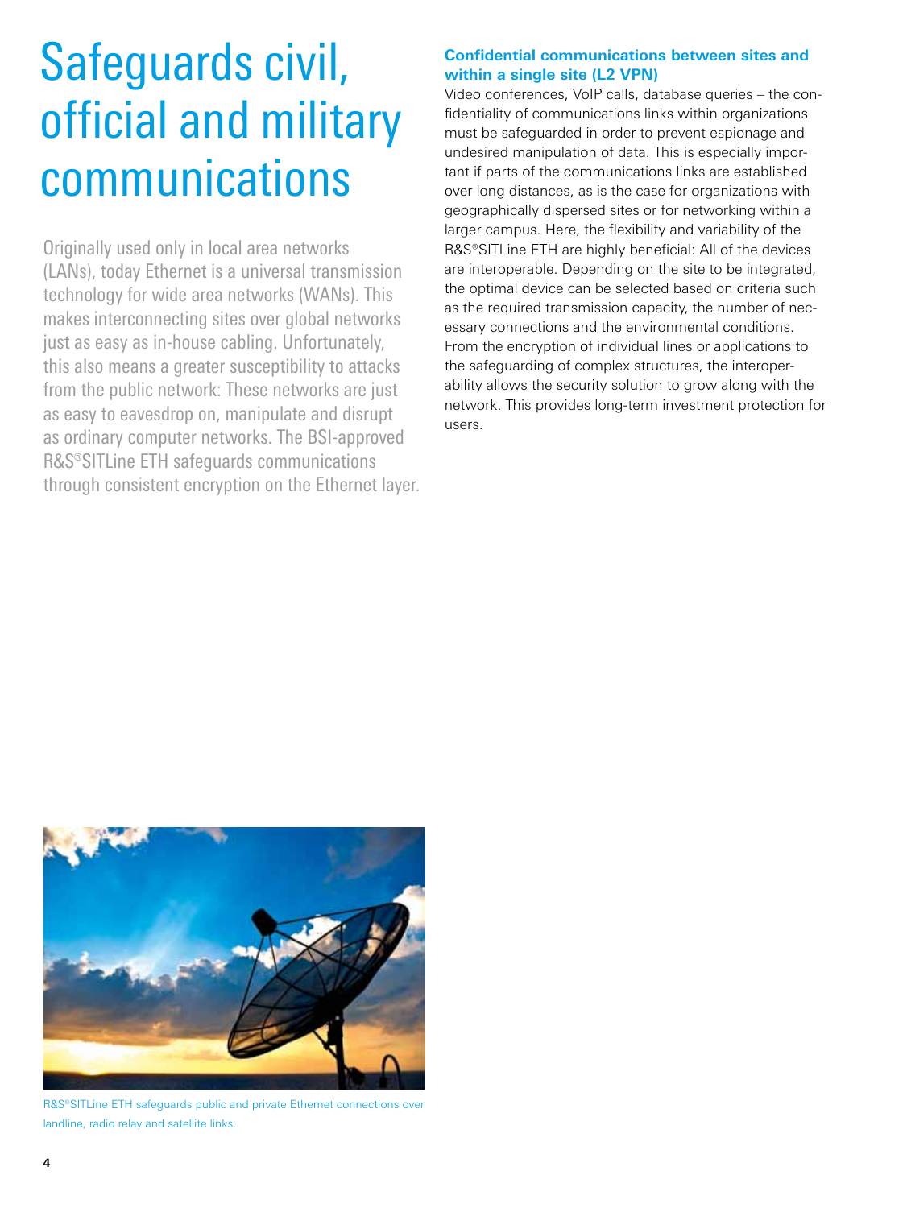# Safeguards civil, official and military communications

Originally used only in local area networks (LANs), today Ethernet is a universal transmission technology for wide area networks (WANs). This makes interconnecting sites over global networks just as easy as in-house cabling. Unfortunately, this also means a greater susceptibility to attacks from the public network: These networks are just as easy to eavesdrop on, manipulate and disrupt as ordinary computer networks. The BSI-approved R&S®SITLine ETH safeguards communications through consistent encryption on the Ethernet layer.

**Confidential communications between sites and within a single site (L2 VPN)**

Video conferences, VoIP calls, database queries – the confidentiality of communications links within organizations must be safeguarded in order to prevent espionage and undesired manipulation of data. This is especially important if parts of the communications links are established over long distances, as is the case for organizations with geographically dispersed sites or for networking within a larger campus. Here, the flexibility and variability of the R&S®SITLine ETH are highly beneficial: All of the devices are interoperable. Depending on the site to be integrated, the optimal device can be selected based on criteria such as the required transmission capacity, the number of necessary connections and the environmental conditions. From the encryption of individual lines or applications to the safeguarding of complex structures, the interoperability allows the security solution to grow along with the network. This provides long-term investment protection for users.

R&S®SITLine ETH safeguards public and private Ethernet connections over landline, radio relay and satellite links.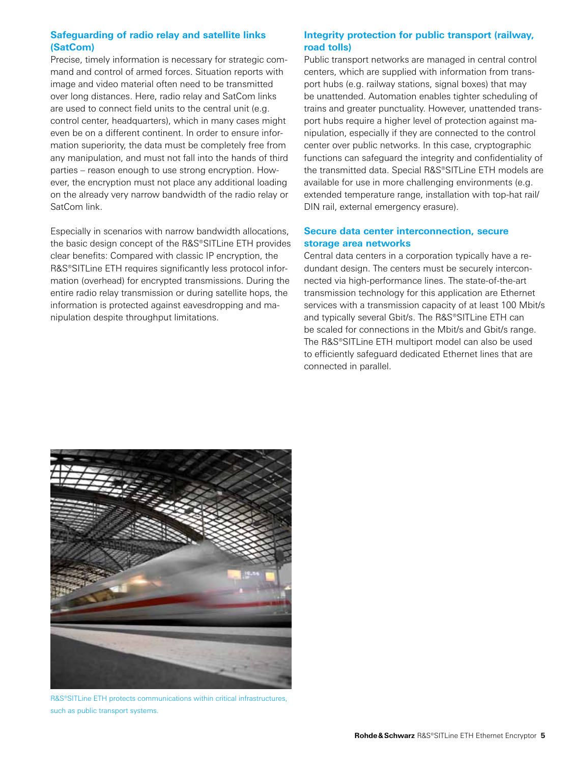### Safeguarding of radio relay and satellite links (SatCom)

Precise, timely information is necessary for strategic command and control of armed forces. Situation reports with image and video material often need to be transmitted over long distances. Here, radio relay and SatCom links are used to connect field units to the central unit (e.g. control center, headquarters), which in many cases might even be on a different continent. In order to ensure information superiority, the data must be completely free from any manipulation, and must not fall into the hands of third parties – reason enough to use strong encryption. However, the encryption must not place any additional loading on the already very narrow bandwidth of the radio relay or SatCom link.

Especially in scenarios with narrow bandwidth allocations, the basic design concept of the R&S®SITLine ETH provides clear benefits: Compared with classic IP encryption, the R&S®SITLine ETH requires significantly less protocol information (overhead) for encrypted transmissions. During the entire radio relay transmission or during satellite hops, the information is protected against eavesdropping and manipulation despite throughput limitations.

R&S®SITLine ETH protects communications within critical infrastructures, such as public transport systems.

### Integrity protection for public transport (railway, road tolls)

Public transport networks are managed in central control centers, which are supplied with information from transport hubs (e.g. railway stations, signal boxes) that may be unattended. Automation enables tighter scheduling of trains and greater punctuality. However, unattended transport hubs require a higher level of protection against manipulation, especially if they are connected to the control center over public networks. In this case, cryptographic functions can safeguard the integrity and confidentiality of the transmitted data. Special R&S®SITLine ETH models are available for use in more challenging environments (e.g. extended temperature range, installation with top-hat rail/DIN rail, external emergency erasure).

### Secure data center interconnection, secure storage area networks

Central data centers in a corporation typically have a redundant design. The centers must be securely interconnected via high-performance lines. The state-of-the-art transmission technology for this application are Ethernet services with a transmission capacity of at least 100 Mbit/s and typically several Gbit/s. The R&S®SITLine ETH can be scaled for connections in the Mbit/s and Gbit/s range. The R&S®SITLine ETH multiport model can also be used to efficiently safeguard dedicated Ethernet lines that are connected in parallel.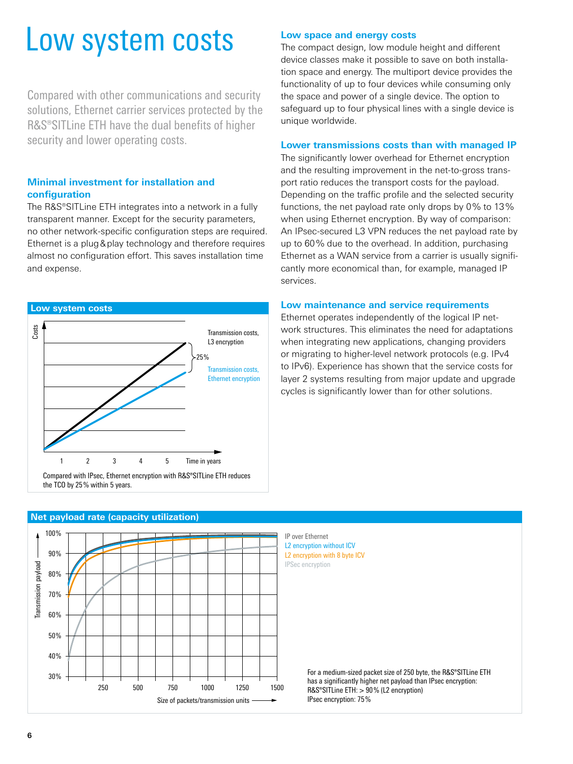# Low system costs

Compared with other communications and security solutions, Ethernet carrier services protected by the R&S®SITLine ETH have the dual benefits of higher security and lower operating costs.

### Minimal investment for installation and configuration

The R&S®SITLine ETH integrates into a network in a fully transparent manner. Except for the security parameters, no other network-specific configuration steps are required. Ethernet is a plug&play technology and therefore requires almost no configuration effort. This saves installation time and expense.

**Low system costs**

Costs

Transmission costs, L3 encryption

25%

Transmission costs, Ethernet encryption

1 2 3 4 5 Time in years

Compared with IPsec, Ethernet encryption with R&S®SITLine ETH reduces the TCO by 25% within 5 years.

### Low space and energy costs

The compact design, low module height and different device classes make it possible to save on both installation space and energy. The multiport device provides the functionality of up to four devices while consuming only the space and power of a single device. The option to safeguard up to four physical lines with a single device is unique worldwide.

### Lower transmissions costs than with managed IP

The significantly lower overhead for Ethernet encryption and the resulting improvement in the net-to-gross transport ratio reduces the transport costs for the payload. Depending on the traffic profile and the selected security functions, the net payload rate only drops by 0% to 13% when using Ethernet encryption. By way of comparison: An IPsec-secured L3 VPN reduces the net payload rate by up to 60% due to the overhead. In addition, purchasing Ethernet as a WAN service from a carrier is usually significantly more economical than, for example, managed IP services.

### Low maintenance and service requirements

Ethernet operates independently of the logical IP network structures. This eliminates the need for adaptations when integrating new applications, changing providers or migrating to higher-level network protocols (e.g. IPv4 to IPv6). Experience has shown that the service costs for layer 2 systems resulting from major update and upgrade cycles is significantly lower than for other solutions.

**Net payload rate (capacity utilization)**

Transmission payload: 100%, 90%, 80%, 70%, 60%, 50%, 40%, 30%

Size of packets/transmission units: 250, 500, 750, 1000, 1250, 1500

IP over Ethernet
L2 encryption without ICV
L2 encryption with 8 byte ICV
IPSec encryption

For a medium-sized packet size of 250 byte, the R&S®SITLine ETH has a significantly higher net payload than IPsec encryption:
R&S®SITLine ETH: > 90% (L2 encryption)
IPsec encryption: 75%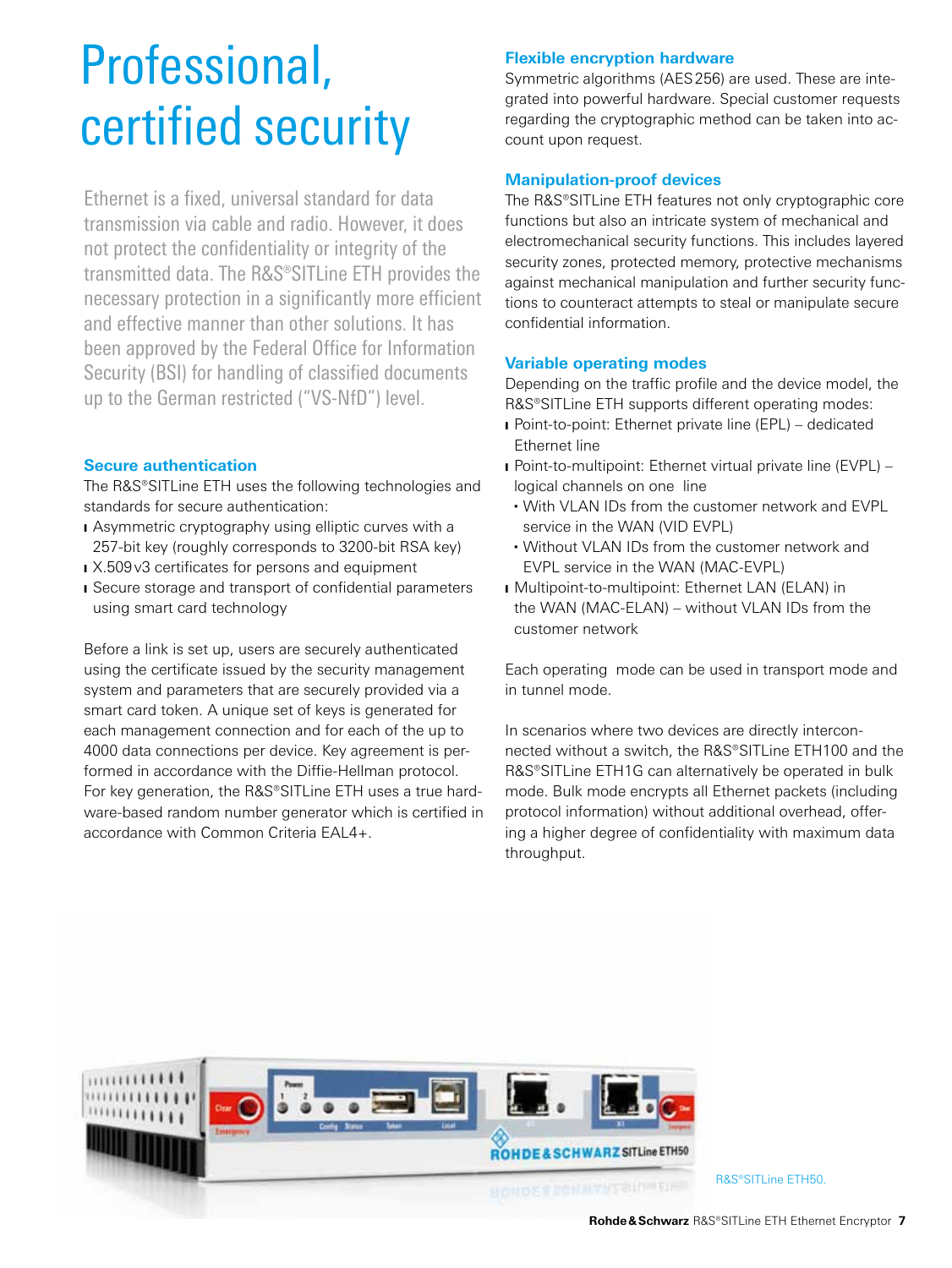# Professional, certified security

Ethernet is a fixed, universal standard for data transmission via cable and radio. However, it does not protect the confidentiality or integrity of the transmitted data. The R&S®SITLine ETH provides the necessary protection in a significantly more efficient and effective manner than other solutions. It has been approved by the Federal Office for Information Security (BSI) for handling of classified documents up to the German restricted ("VS-NfD") level.

### Secure authentication

The R&S®SITLine ETH uses the following technologies and standards for secure authentication:

- Asymmetric cryptography using elliptic curves with a 257-bit key (roughly corresponds to 3200-bit RSA key)
- X.509 v3 certificates for persons and equipment
- Secure storage and transport of confidential parameters using smart card technology

Before a link is set up, users are securely authenticated using the certificate issued by the security management system and parameters that are securely provided via a smart card token. A unique set of keys is generated for each management connection and for each of the up to 4000 data connections per device. Key agreement is performed in accordance with the Diffie-Hellman protocol. For key generation, the R&S®SITLine ETH uses a true hardware-based random number generator which is certified in accordance with Common Criteria EAL4+.

### Flexible encryption hardware

Symmetric algorithms (AES 256) are used. These are integrated into powerful hardware. Special customer requests regarding the cryptographic method can be taken into account upon request.

### Manipulation-proof devices

The R&S®SITLine ETH features not only cryptographic core functions but also an intricate system of mechanical and electromechanical security functions. This includes layered security zones, protected memory, protective mechanisms against mechanical manipulation and further security functions to counteract attempts to steal or manipulate secure confidential information.

### Variable operating modes

Depending on the traffic profile and the device model, the R&S®SITLine ETH supports different operating modes:

- Point-to-point: Ethernet private line (EPL) – dedicated Ethernet line
- Point-to-multipoint: Ethernet virtual private line (EVPL) – logical channels on one line
  - With VLAN IDs from the customer network and EVPL service in the WAN (VID EVPL)
  - Without VLAN IDs from the customer network and EVPL service in the WAN (MAC-EVPL)
- Multipoint-to-multipoint: Ethernet LAN (ELAN) in the WAN (MAC-ELAN) – without VLAN IDs from the customer network

Each operating mode can be used in transport mode and in tunnel mode.

In scenarios where two devices are directly interconnected without a switch, the R&S®SITLine ETH100 and the R&S®SITLine ETH1G can alternatively be operated in bulk mode. Bulk mode encrypts all Ethernet packets (including protocol information) without additional overhead, offering a higher degree of confidentiality with maximum data throughput.

R&S®SITLine ETH50.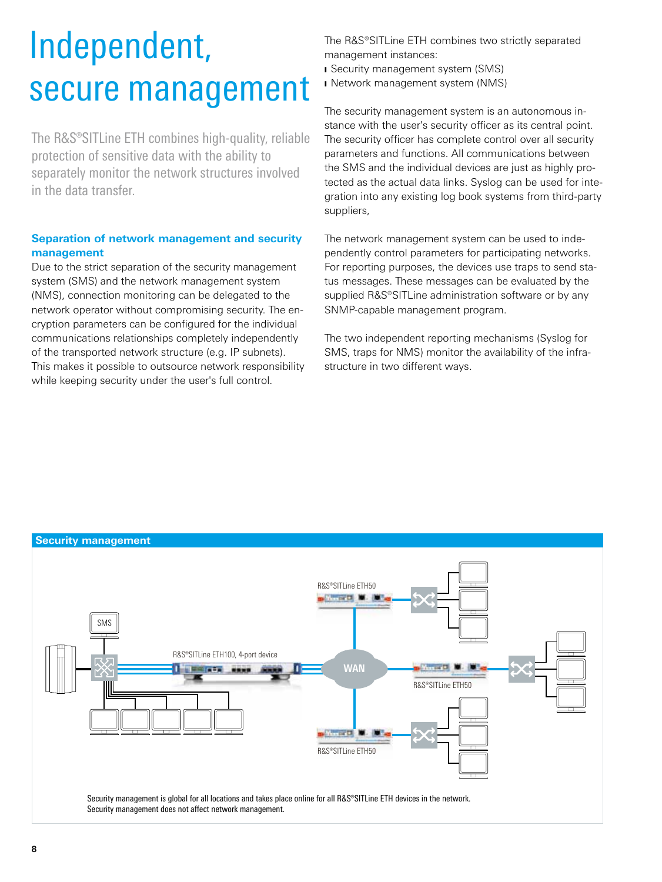# Independent, secure management

The R&S®SITLine ETH combines high-quality, reliable protection of sensitive data with the ability to separately monitor the network structures involved in the data transfer.

### Separation of network management and security management

Due to the strict separation of the security management system (SMS) and the network management system (NMS), connection monitoring can be delegated to the network operator without compromising security. The encryption parameters can be configured for the individual communications relationships completely independently of the transported network structure (e.g. IP subnets). This makes it possible to outsource network responsibility while keeping security under the user's full control.

The R&S®SITLine ETH combines two strictly separated management instances:

- Security management system (SMS)
- Network management system (NMS)

The security management system is an autonomous instance with the user's security officer as its central point. The security officer has complete control over all security parameters and functions. All communications between the SMS and the individual devices are just as highly protected as the actual data links. Syslog can be used for integration into any existing log book systems from third-party suppliers,

The network management system can be used to independently control parameters for participating networks. For reporting purposes, the devices use traps to send status messages. These messages can be evaluated by the supplied R&S®SITLine administration software or by any SNMP-capable management program.

The two independent reporting mechanisms (Syslog for SMS, traps for NMS) monitor the availability of the infrastructure in two different ways.

**Security management**

SMS

R&S®SITLine ETH100, 4-port device

WAN

R&S®SITLine ETH50

R&S®SITLine ETH50

R&S®SITLine ETH50

Security management is global for all locations and takes place online for all R&S®SITLine ETH devices in the network. Security management does not affect network management.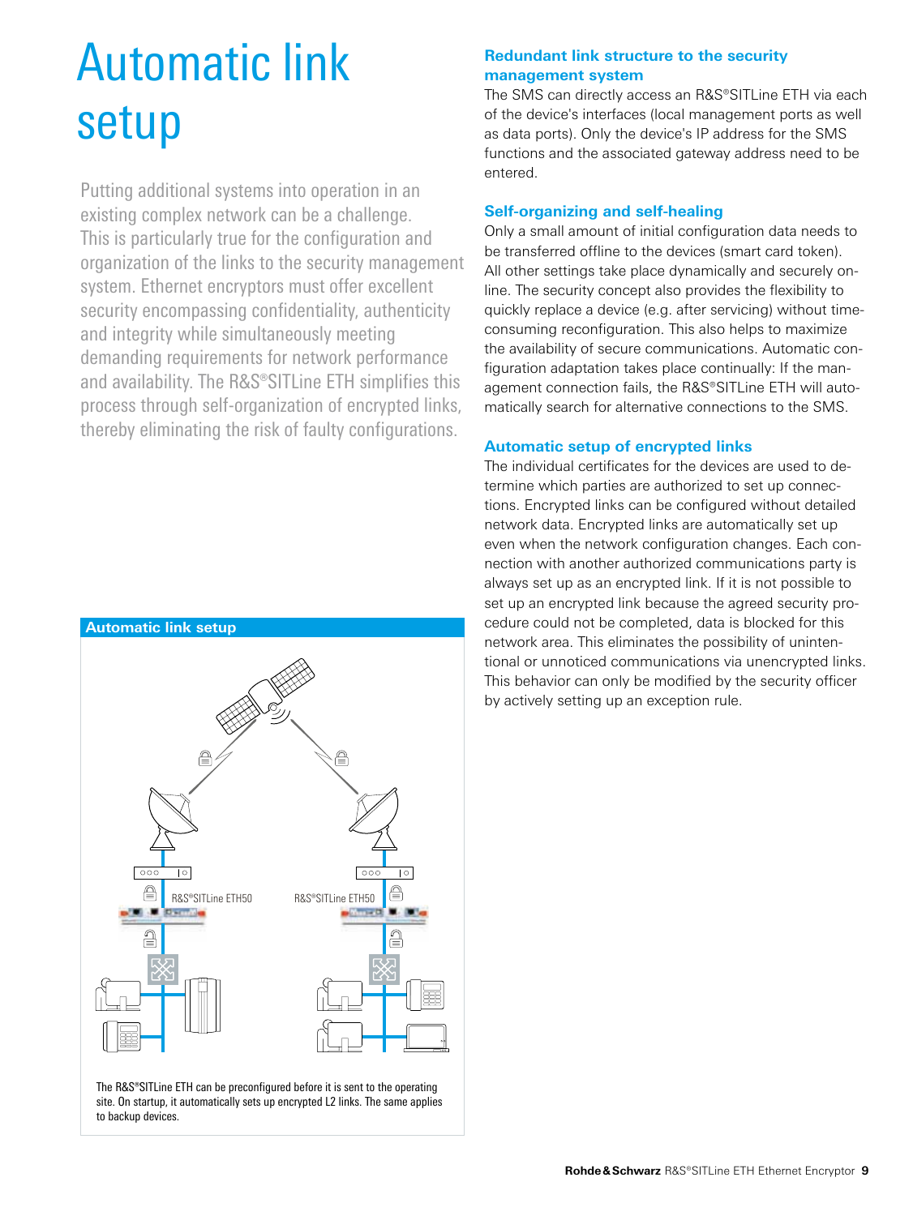# Automatic link setup

Putting additional systems into operation in an existing complex network can be a challenge. This is particularly true for the configuration and organization of the links to the security management system. Ethernet encryptors must offer excellent security encompassing confidentiality, authenticity and integrity while simultaneously meeting demanding requirements for network performance and availability. The R&S®SITLine ETH simplifies this process through self-organization of encrypted links, thereby eliminating the risk of faulty configurations.

**Automatic link setup**

R&S®SITLine ETH50

R&S®SITLine ETH50

The R&S®SITLine ETH can be preconfigured before it is sent to the operating site. On startup, it automatically sets up encrypted L2 links. The same applies to backup devices.

### Redundant link structure to the security management system

The SMS can directly access an R&S®SITLine ETH via each of the device's interfaces (local management ports as well as data ports). Only the device's IP address for the SMS functions and the associated gateway address need to be entered.

### Self-organizing and self-healing

Only a small amount of initial configuration data needs to be transferred offline to the devices (smart card token). All other settings take place dynamically and securely online. The security concept also provides the flexibility to quickly replace a device (e.g. after servicing) without time-consuming reconfiguration. This also helps to maximize the availability of secure communications. Automatic configuration adaptation takes place continually: If the management connection fails, the R&S®SITLine ETH will automatically search for alternative connections to the SMS.

### Automatic setup of encrypted links

The individual certificates for the devices are used to determine which parties are authorized to set up connections. Encrypted links can be configured without detailed network data. Encrypted links are automatically set up even when the network configuration changes. Each connection with another authorized communications party is always set up as an encrypted link. If it is not possible to set up an encrypted link because the agreed security procedure could not be completed, data is blocked for this network area. This eliminates the possibility of unintentional or unnoticed communications via unencrypted links. This behavior can only be modified by the security officer by actively setting up an exception rule.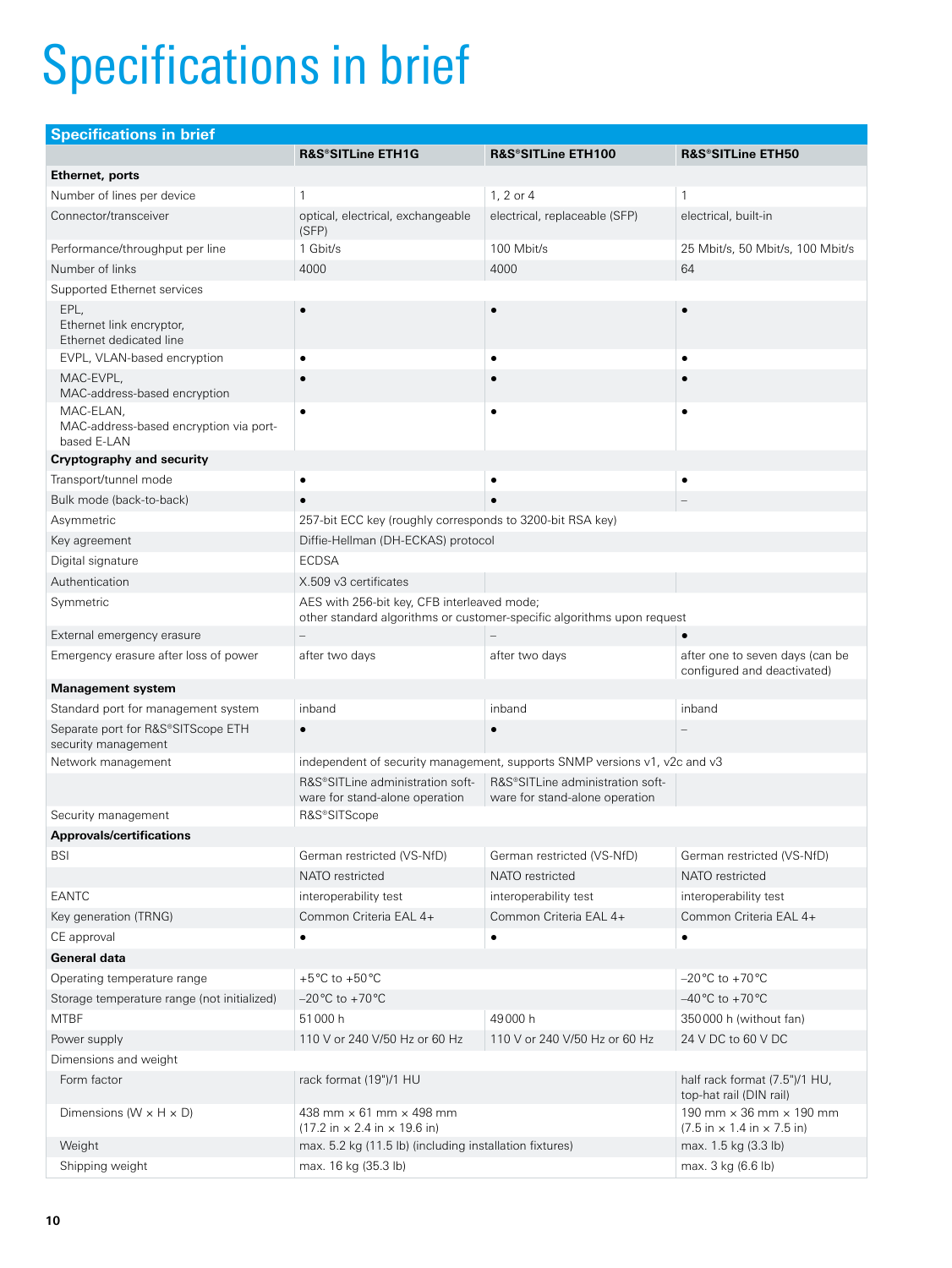# Specifications in brief

| Specifications in brief | R&S®SITLine ETH1G | R&S®SITLine ETH100 | R&S®SITLine ETH50 |
|---|---|---|---|
| **Ethernet, ports** | | | |
| Number of lines per device | 1 | 1, 2 or 4 | 1 |
| Connector/transceiver | optical, electrical, exchangeable (SFP) | electrical, replaceable (SFP) | electrical, built-in |
| Performance/throughput per line | 1 Gbit/s | 100 Mbit/s | 25 Mbit/s, 50 Mbit/s, 100 Mbit/s |
| Number of links | 4000 | 4000 | 64 |
| Supported Ethernet services | | | |
| EPL, Ethernet link encryptor, Ethernet dedicated line | • | • | • |
| EVPL, VLAN-based encryption | • | • | • |
| MAC-EVPL, MAC-address-based encryption | • | • | • |
| MAC-ELAN, MAC-address-based encryption via port-based E-LAN | • | • | • |
| **Cryptography and security** | | | |
| Transport/tunnel mode | • | • | • |
| Bulk mode (back-to-back) | • | • | – |
| Asymmetric | 257-bit ECC key (roughly corresponds to 3200-bit RSA key) | | |
| Key agreement | Diffie-Hellman (DH-ECKAS) protocol | | |
| Digital signature | ECDSA | | |
| Authentication | X.509 v3 certificates | | |
| Symmetric | AES with 256-bit key, CFB interleaved mode; other standard algorithms or customer-specific algorithms upon request | | |
| External emergency erasure | – | – | • |
| Emergency erasure after loss of power | after two days | after two days | after one to seven days (can be configured and deactivated) |
| **Management system** | | | |
| Standard port for management system | inband | inband | inband |
| Separate port for R&S®SITScope ETH security management | • | • | – |
| Network management | independent of security management, supports SNMP versions v1, v2c and v3 | | |
| | R&S®SITLine administration software for stand-alone operation | R&S®SITLine administration software for stand-alone operation | |
| Security management | R&S®SITScope | | |
| **Approvals/certifications** | | | |
| BSI | German restricted (VS-NfD) | German restricted (VS-NfD) | German restricted (VS-NfD) |
| | NATO restricted | NATO restricted | NATO restricted |
| EANTC | interoperability test | interoperability test | interoperability test |
| Key generation (TRNG) | Common Criteria EAL 4+ | Common Criteria EAL 4+ | Common Criteria EAL 4+ |
| CE approval | • | • | • |
| **General data** | | | |
| Operating temperature range | +5 °C to +50 °C | | –20 °C to +70 °C |
| Storage temperature range (not initialized) | –20 °C to +70 °C | | –40 °C to +70 °C |
| MTBF | 51 000 h | 49 000 h | 350 000 h (without fan) |
| Power supply | 110 V or 240 V/50 Hz or 60 Hz | 110 V or 240 V/50 Hz or 60 Hz | 24 V DC to 60 V DC |
| Dimensions and weight | | | |
| Form factor | rack format (19")/1 HU | | half rack format (7.5")/1 HU, top-hat rail (DIN rail) |
| Dimensions (W × H × D) | 438 mm × 61 mm × 498 mm (17.2 in × 2.4 in × 19.6 in) | | 190 mm × 36 mm × 190 mm (7.5 in × 1.4 in × 7.5 in) |
| Weight | max. 5.2 kg (11.5 lb) (including installation fixtures) | | max. 1.5 kg (3.3 lb) |
| Shipping weight | max. 16 kg (35.3 lb) | | max. 3 kg (6.6 lb) |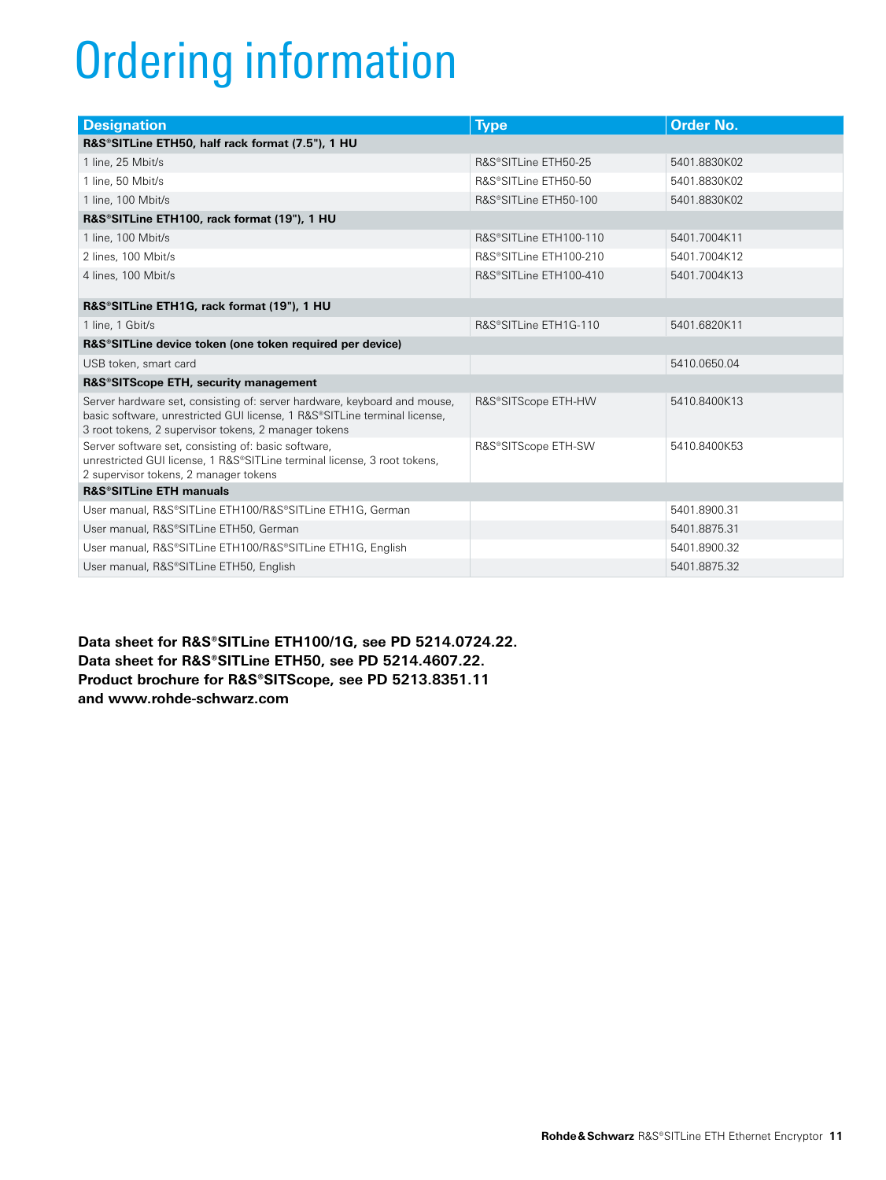# Ordering information

| Designation | Type | Order No. |
|---|---|---|
| **R&S®SITLine ETH50, half rack format (7.5"), 1 HU** | | |
| 1 line, 25 Mbit/s | R&S®SITLine ETH50-25 | 5401.8830K02 |
| 1 line, 50 Mbit/s | R&S®SITLine ETH50-50 | 5401.8830K02 |
| 1 line, 100 Mbit/s | R&S®SITLine ETH50-100 | 5401.8830K02 |
| **R&S®SITLine ETH100, rack format (19"), 1 HU** | | |
| 1 line, 100 Mbit/s | R&S®SITLine ETH100-110 | 5401.7004K11 |
| 2 lines, 100 Mbit/s | R&S®SITLine ETH100-210 | 5401.7004K12 |
| 4 lines, 100 Mbit/s | R&S®SITLine ETH100-410 | 5401.7004K13 |
| **R&S®SITLine ETH1G, rack format (19"), 1 HU** | | |
| 1 line, 1 Gbit/s | R&S®SITLine ETH1G-110 | 5401.6820K11 |
| **R&S®SITLine device token (one token required per device)** | | |
| USB token, smart card | | 5410.0650.04 |
| **R&S®SITScope ETH, security management** | | |
| Server hardware set, consisting of: server hardware, keyboard and mouse, basic software, unrestricted GUI license, 1 R&S®SITLine terminal license, 3 root tokens, 2 supervisor tokens, 2 manager tokens | R&S®SITScope ETH-HW | 5410.8400K13 |
| Server software set, consisting of: basic software, unrestricted GUI license, 1 R&S®SITLine terminal license, 3 root tokens, 2 supervisor tokens, 2 manager tokens | R&S®SITScope ETH-SW | 5410.8400K53 |
| **R&S®SITLine ETH manuals** | | |
| User manual, R&S®SITLine ETH100/R&S®SITLine ETH1G, German | | 5401.8900.31 |
| User manual, R&S®SITLine ETH50, German | | 5401.8875.31 |
| User manual, R&S®SITLine ETH100/R&S®SITLine ETH1G, English | | 5401.8900.32 |
| User manual, R&S®SITLine ETH50, English | | 5401.8875.32 |

**Data sheet for R&S®SITLine ETH100/1G, see PD 5214.0724.22.**
**Data sheet for R&S®SITLine ETH50, see PD 5214.4607.22.**
**Product brochure for R&S®SITScope, see PD 5213.8351.11**
**and www.rohde-schwarz.com**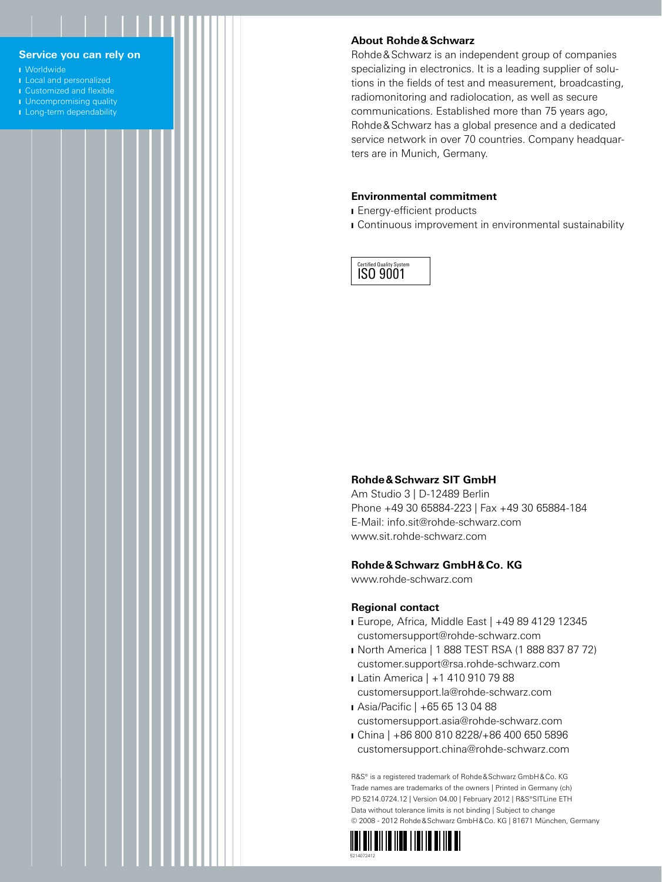**Service you can rely on**

- Worldwide
- Local and personalized
- Customized and flexible
- Uncompromising quality
- Long-term dependability

## About Rohde & Schwarz

Rohde & Schwarz is an independent group of companies specializing in electronics. It is a leading supplier of solutions in the fields of test and measurement, broadcasting, radiomonitoring and radiolocation, as well as secure communications. Established more than 75 years ago, Rohde & Schwarz has a global presence and a dedicated service network in over 70 countries. Company headquarters are in Munich, Germany.

## Environmental commitment

- Energy-efficient products
- Continuous improvement in environmental sustainability

Certified Quality System
ISO 9001

## Rohde & Schwarz SIT GmbH

Am Studio 3 | D-12489 Berlin
Phone +49 30 65884-223 | Fax +49 30 65884-184
E-Mail: info.sit@rohde-schwarz.com
www.sit.rohde-schwarz.com

## Rohde & Schwarz GmbH & Co. KG

www.rohde-schwarz.com

## Regional contact

- Europe, Africa, Middle East | +49 89 4129 12345
  customersupport@rohde-schwarz.com
- North America | 1 888 TEST RSA (1 888 837 87 72)
  customer.support@rsa.rohde-schwarz.com
- Latin America | +1 410 910 79 88
  customersupport.la@rohde-schwarz.com
- Asia/Pacific | +65 65 13 04 88
  customersupport.asia@rohde-schwarz.com
- China | +86 800 810 8228/+86 400 650 5896
  customersupport.china@rohde-schwarz.com

R&S® is a registered trademark of Rohde & Schwarz GmbH & Co. KG
Trade names are trademarks of the owners | Printed in Germany (ch)
PD 5214.0724.12 | Version 04.00 | February 2012 | R&S®SITLine ETH
Data without tolerance limits is not binding | Subject to change
© 2008 - 2012 Rohde & Schwarz GmbH & Co. KG | 81671 München, Germany

5214072412